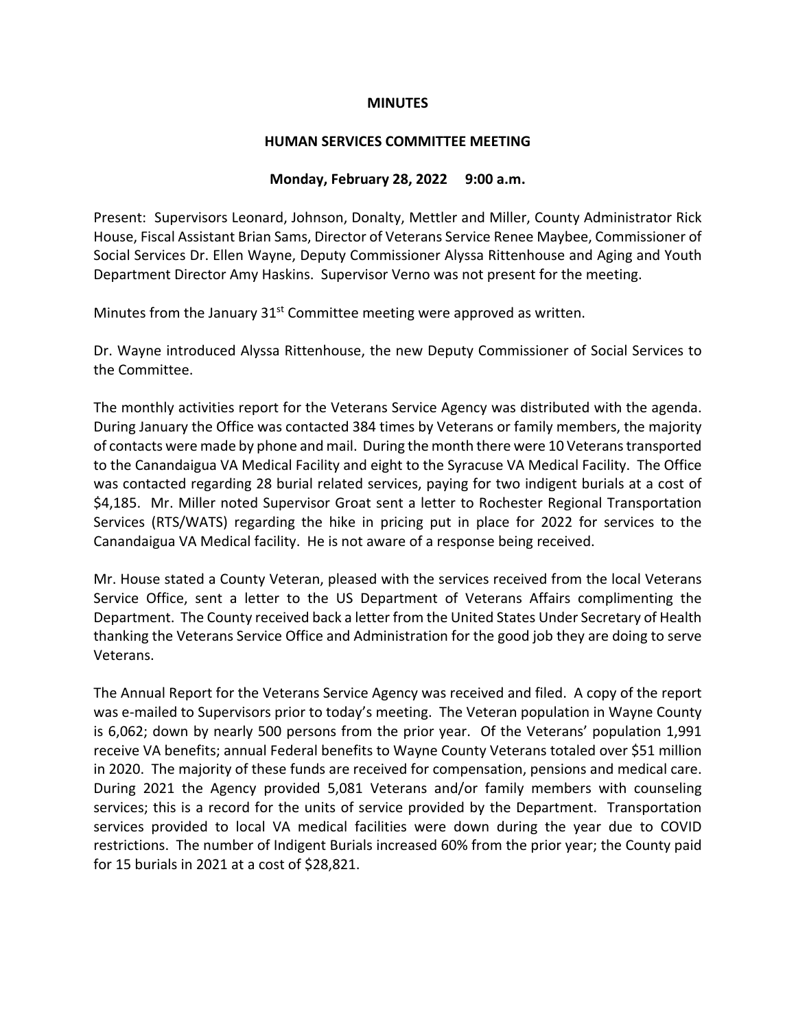# MINUTES

## HUMAN SERVICES COMMITTEE MEETING

### Monday, February 28, 2022 9:00 a.m.

Present: Supervisors Leonard, Johnson, Donalty, Mettler and Miller, County Administrator Rick House, Fiscal Assistant Brian Sams, Director of Veterans Service Renee Maybee, Commissioner of Social Services Dr. Ellen Wayne, Deputy Commissioner Alyssa Rittenhouse and Aging and Youth Department Director Amy Haskins. Supervisor Verno was not present for the meeting.

Minutes from the January 31st Committee meeting were approved as written.

Dr. Wayne introduced Alyssa Rittenhouse, the new Deputy Commissioner of Social Services to the Committee.

The monthly activities report for the Veterans Service Agency was distributed with the agenda. During January the Office was contacted 384 times by Veterans or family members, the majority of contacts were made by phone and mail. During the month there were 10 Veterans transported to the Canandaigua VA Medical Facility and eight to the Syracuse VA Medical Facility. The Office was contacted regarding 28 burial related services, paying for two indigent burials at a cost of $4,185. Mr. Miller noted Supervisor Groat sent a letter to Rochester Regional Transportation Services (RTS/WATS) regarding the hike in pricing put in place for 2022 for services to the Canandaigua VA Medical facility. He is not aware of a response being received.

Mr. House stated a County Veteran, pleased with the services received from the local Veterans Service Office, sent a letter to the US Department of Veterans Affairs complimenting the Department. The County received back a letter from the United States Under Secretary of Health thanking the Veterans Service Office and Administration for the good job they are doing to serve Veterans.

The Annual Report for the Veterans Service Agency was received and filed. A copy of the report was e-mailed to Supervisors prior to today's meeting. The Veteran population in Wayne County is 6,062; down by nearly 500 persons from the prior year. Of the Veterans' population 1,991 receive VA benefits; annual Federal benefits to Wayne County Veterans totaled over $51 million in 2020. The majority of these funds are received for compensation, pensions and medical care. During 2021 the Agency provided 5,081 Veterans and/or family members with counseling services; this is a record for the units of service provided by the Department. Transportation services provided to local VA medical facilities were down during the year due to COVID restrictions. The number of Indigent Burials increased 60% from the prior year; the County paid for 15 burials in 2021 at a cost of $28,821.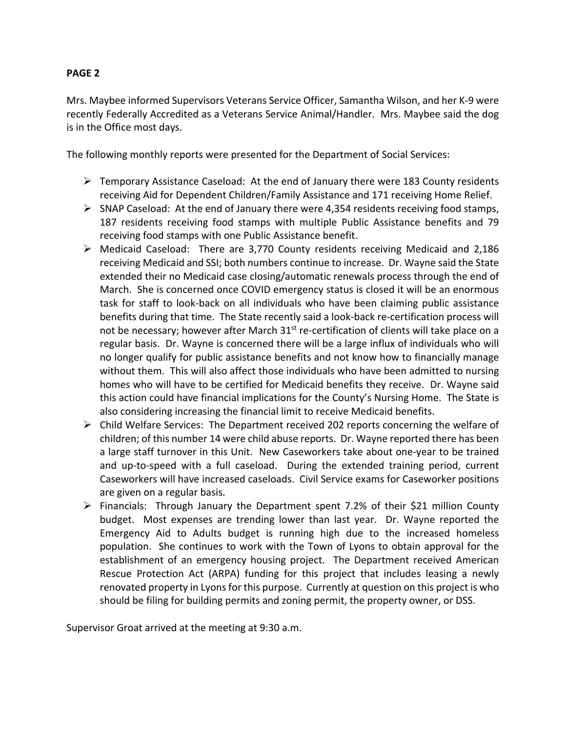**PAGE 2**

Mrs. Maybee informed Supervisors Veterans Service Officer, Samantha Wilson, and her K-9 were recently Federally Accredited as a Veterans Service Animal/Handler. Mrs. Maybee said the dog is in the Office most days.

The following monthly reports were presented for the Department of Social Services:

- Temporary Assistance Caseload: At the end of January there were 183 County residents receiving Aid for Dependent Children/Family Assistance and 171 receiving Home Relief.
- SNAP Caseload: At the end of January there were 4,354 residents receiving food stamps, 187 residents receiving food stamps with multiple Public Assistance benefits and 79 receiving food stamps with one Public Assistance benefit.
- Medicaid Caseload: There are 3,770 County residents receiving Medicaid and 2,186 receiving Medicaid and SSI; both numbers continue to increase. Dr. Wayne said the State extended their no Medicaid case closing/automatic renewals process through the end of March. She is concerned once COVID emergency status is closed it will be an enormous task for staff to look-back on all individuals who have been claiming public assistance benefits during that time. The State recently said a look-back re-certification process will not be necessary; however after March 31st re-certification of clients will take place on a regular basis. Dr. Wayne is concerned there will be a large influx of individuals who will no longer qualify for public assistance benefits and not know how to financially manage without them. This will also affect those individuals who have been admitted to nursing homes who will have to be certified for Medicaid benefits they receive. Dr. Wayne said this action could have financial implications for the County's Nursing Home. The State is also considering increasing the financial limit to receive Medicaid benefits.
- Child Welfare Services: The Department received 202 reports concerning the welfare of children; of this number 14 were child abuse reports. Dr. Wayne reported there has been a large staff turnover in this Unit. New Caseworkers take about one-year to be trained and up-to-speed with a full caseload. During the extended training period, current Caseworkers will have increased caseloads. Civil Service exams for Caseworker positions are given on a regular basis.
- Financials: Through January the Department spent 7.2% of their $21 million County budget. Most expenses are trending lower than last year. Dr. Wayne reported the Emergency Aid to Adults budget is running high due to the increased homeless population. She continues to work with the Town of Lyons to obtain approval for the establishment of an emergency housing project. The Department received American Rescue Protection Act (ARPA) funding for this project that includes leasing a newly renovated property in Lyons for this purpose. Currently at question on this project is who should be filing for building permits and zoning permit, the property owner, or DSS.

Supervisor Groat arrived at the meeting at 9:30 a.m.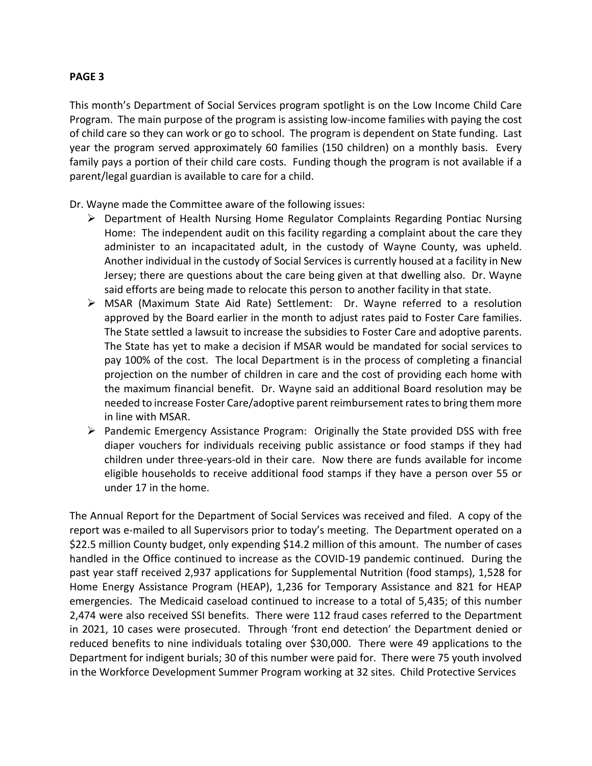**PAGE 3**

This month's Department of Social Services program spotlight is on the Low Income Child Care Program. The main purpose of the program is assisting low-income families with paying the cost of child care so they can work or go to school. The program is dependent on State funding. Last year the program served approximately 60 families (150 children) on a monthly basis. Every family pays a portion of their child care costs. Funding though the program is not available if a parent/legal guardian is available to care for a child.

Dr. Wayne made the Committee aware of the following issues:

- Department of Health Nursing Home Regulator Complaints Regarding Pontiac Nursing Home: The independent audit on this facility regarding a complaint about the care they administer to an incapacitated adult, in the custody of Wayne County, was upheld. Another individual in the custody of Social Services is currently housed at a facility in New Jersey; there are questions about the care being given at that dwelling also. Dr. Wayne said efforts are being made to relocate this person to another facility in that state.
- MSAR (Maximum State Aid Rate) Settlement: Dr. Wayne referred to a resolution approved by the Board earlier in the month to adjust rates paid to Foster Care families. The State settled a lawsuit to increase the subsidies to Foster Care and adoptive parents. The State has yet to make a decision if MSAR would be mandated for social services to pay 100% of the cost. The local Department is in the process of completing a financial projection on the number of children in care and the cost of providing each home with the maximum financial benefit. Dr. Wayne said an additional Board resolution may be needed to increase Foster Care/adoptive parent reimbursement rates to bring them more in line with MSAR.
- Pandemic Emergency Assistance Program: Originally the State provided DSS with free diaper vouchers for individuals receiving public assistance or food stamps if they had children under three-years-old in their care. Now there are funds available for income eligible households to receive additional food stamps if they have a person over 55 or under 17 in the home.

The Annual Report for the Department of Social Services was received and filed. A copy of the report was e-mailed to all Supervisors prior to today's meeting. The Department operated on a $22.5 million County budget, only expending $14.2 million of this amount. The number of cases handled in the Office continued to increase as the COVID-19 pandemic continued. During the past year staff received 2,937 applications for Supplemental Nutrition (food stamps), 1,528 for Home Energy Assistance Program (HEAP), 1,236 for Temporary Assistance and 821 for HEAP emergencies. The Medicaid caseload continued to increase to a total of 5,435; of this number 2,474 were also received SSI benefits. There were 112 fraud cases referred to the Department in 2021, 10 cases were prosecuted. Through 'front end detection' the Department denied or reduced benefits to nine individuals totaling over $30,000. There were 49 applications to the Department for indigent burials; 30 of this number were paid for. There were 75 youth involved in the Workforce Development Summer Program working at 32 sites. Child Protective Services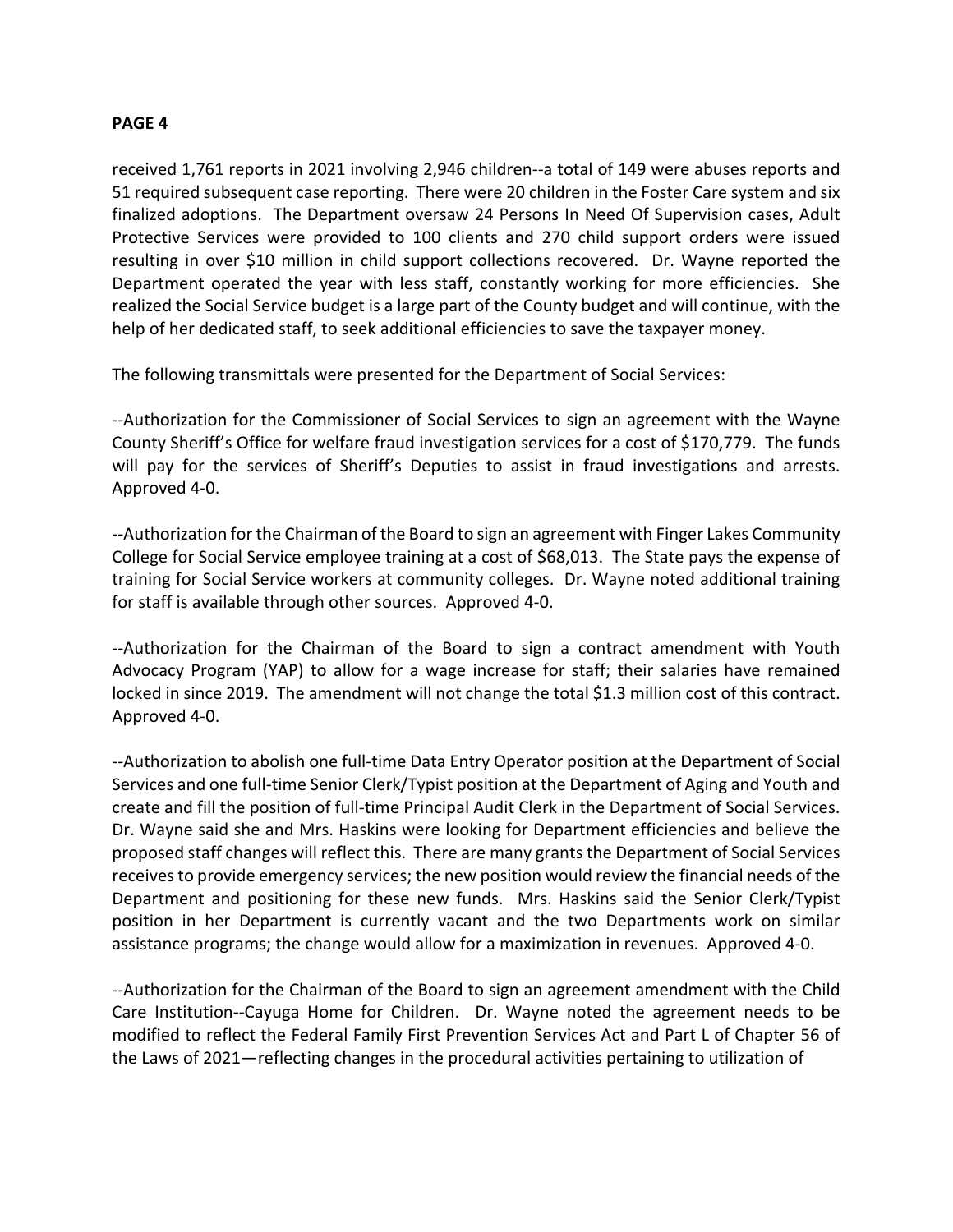received 1,761 reports in 2021 involving 2,946 children--a total of 149 were abuses reports and 51 required subsequent case reporting. There were 20 children in the Foster Care system and six finalized adoptions. The Department oversaw 24 Persons In Need Of Supervision cases, Adult Protective Services were provided to 100 clients and 270 child support orders were issued resulting in over $10 million in child support collections recovered. Dr. Wayne reported the Department operated the year with less staff, constantly working for more efficiencies. She realized the Social Service budget is a large part of the County budget and will continue, with the help of her dedicated staff, to seek additional efficiencies to save the taxpayer money.

The following transmittals were presented for the Department of Social Services:

--Authorization for the Commissioner of Social Services to sign an agreement with the Wayne County Sheriff's Office for welfare fraud investigation services for a cost of $170,779. The funds will pay for the services of Sheriff's Deputies to assist in fraud investigations and arrests. Approved 4-0.

--Authorization for the Chairman of the Board to sign an agreement with Finger Lakes Community College for Social Service employee training at a cost of $68,013. The State pays the expense of training for Social Service workers at community colleges. Dr. Wayne noted additional training for staff is available through other sources. Approved 4-0.

--Authorization for the Chairman of the Board to sign a contract amendment with Youth Advocacy Program (YAP) to allow for a wage increase for staff; their salaries have remained locked in since 2019. The amendment will not change the total $1.3 million cost of this contract. Approved 4-0.

--Authorization to abolish one full-time Data Entry Operator position at the Department of Social Services and one full-time Senior Clerk/Typist position at the Department of Aging and Youth and create and fill the position of full-time Principal Audit Clerk in the Department of Social Services. Dr. Wayne said she and Mrs. Haskins were looking for Department efficiencies and believe the proposed staff changes will reflect this. There are many grants the Department of Social Services receives to provide emergency services; the new position would review the financial needs of the Department and positioning for these new funds. Mrs. Haskins said the Senior Clerk/Typist position in her Department is currently vacant and the two Departments work on similar assistance programs; the change would allow for a maximization in revenues. Approved 4-0.

--Authorization for the Chairman of the Board to sign an agreement amendment with the Child Care Institution--Cayuga Home for Children. Dr. Wayne noted the agreement needs to be modified to reflect the Federal Family First Prevention Services Act and Part L of Chapter 56 of the Laws of 2021—reflecting changes in the procedural activities pertaining to utilization of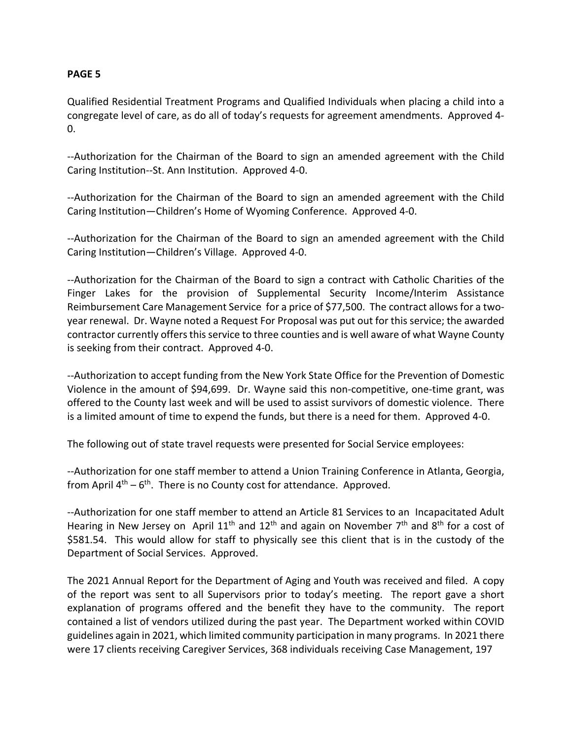**PAGE 5**

Qualified Residential Treatment Programs and Qualified Individuals when placing a child into a congregate level of care, as do all of today's requests for agreement amendments. Approved 4-0.

--Authorization for the Chairman of the Board to sign an amended agreement with the Child Caring Institution--St. Ann Institution. Approved 4-0.

--Authorization for the Chairman of the Board to sign an amended agreement with the Child Caring Institution—Children's Home of Wyoming Conference. Approved 4-0.

--Authorization for the Chairman of the Board to sign an amended agreement with the Child Caring Institution—Children's Village. Approved 4-0.

--Authorization for the Chairman of the Board to sign a contract with Catholic Charities of the Finger Lakes for the provision of Supplemental Security Income/Interim Assistance Reimbursement Care Management Service for a price of $77,500. The contract allows for a two-year renewal. Dr. Wayne noted a Request For Proposal was put out for this service; the awarded contractor currently offers this service to three counties and is well aware of what Wayne County is seeking from their contract. Approved 4-0.

--Authorization to accept funding from the New York State Office for the Prevention of Domestic Violence in the amount of $94,699. Dr. Wayne said this non-competitive, one-time grant, was offered to the County last week and will be used to assist survivors of domestic violence. There is a limited amount of time to expend the funds, but there is a need for them. Approved 4-0.

The following out of state travel requests were presented for Social Service employees:

--Authorization for one staff member to attend a Union Training Conference in Atlanta, Georgia, from April 4th – 6th. There is no County cost for attendance. Approved.

--Authorization for one staff member to attend an Article 81 Services to an Incapacitated Adult Hearing in New Jersey on April 11th and 12th and again on November 7th and 8th for a cost of $581.54. This would allow for staff to physically see this client that is in the custody of the Department of Social Services. Approved.

The 2021 Annual Report for the Department of Aging and Youth was received and filed. A copy of the report was sent to all Supervisors prior to today's meeting. The report gave a short explanation of programs offered and the benefit they have to the community. The report contained a list of vendors utilized during the past year. The Department worked within COVID guidelines again in 2021, which limited community participation in many programs. In 2021 there were 17 clients receiving Caregiver Services, 368 individuals receiving Case Management, 197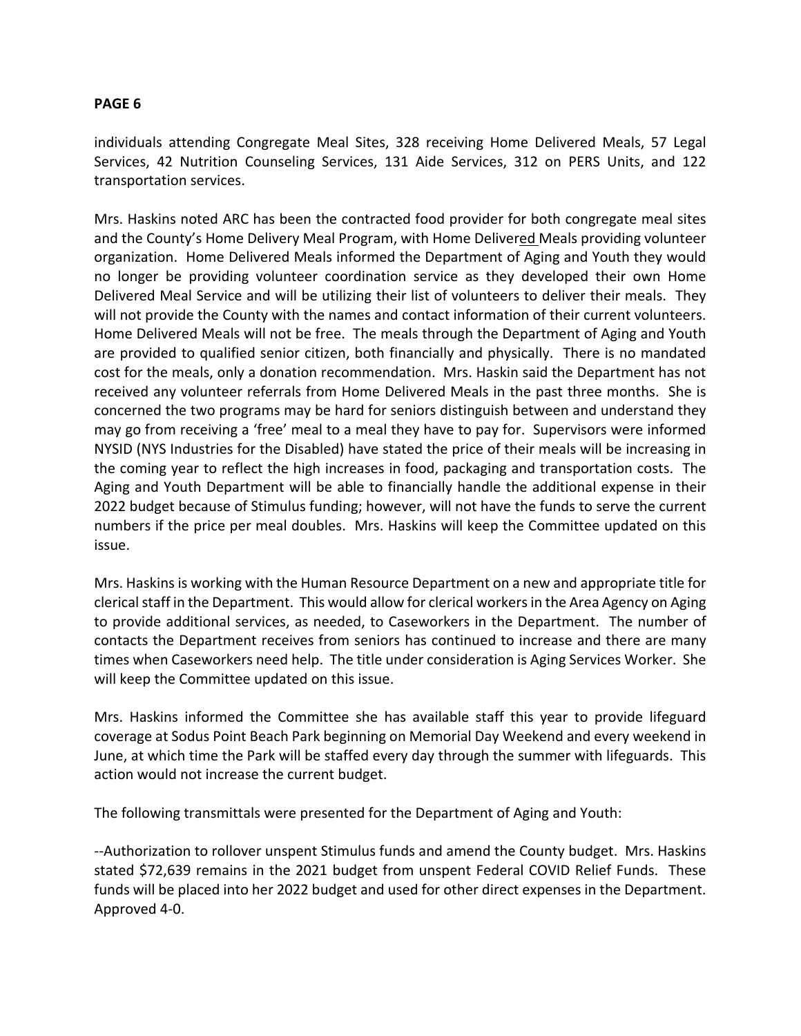individuals attending Congregate Meal Sites, 328 receiving Home Delivered Meals, 57 Legal Services, 42 Nutrition Counseling Services, 131 Aide Services, 312 on PERS Units, and 122 transportation services.

Mrs. Haskins noted ARC has been the contracted food provider for both congregate meal sites and the County's Home Delivery Meal Program, with Home Delivered Meals providing volunteer organization. Home Delivered Meals informed the Department of Aging and Youth they would no longer be providing volunteer coordination service as they developed their own Home Delivered Meal Service and will be utilizing their list of volunteers to deliver their meals. They will not provide the County with the names and contact information of their current volunteers. Home Delivered Meals will not be free. The meals through the Department of Aging and Youth are provided to qualified senior citizen, both financially and physically. There is no mandated cost for the meals, only a donation recommendation. Mrs. Haskin said the Department has not received any volunteer referrals from Home Delivered Meals in the past three months. She is concerned the two programs may be hard for seniors distinguish between and understand they may go from receiving a 'free' meal to a meal they have to pay for. Supervisors were informed NYSID (NYS Industries for the Disabled) have stated the price of their meals will be increasing in the coming year to reflect the high increases in food, packaging and transportation costs. The Aging and Youth Department will be able to financially handle the additional expense in their 2022 budget because of Stimulus funding; however, will not have the funds to serve the current numbers if the price per meal doubles. Mrs. Haskins will keep the Committee updated on this issue.

Mrs. Haskins is working with the Human Resource Department on a new and appropriate title for clerical staff in the Department. This would allow for clerical workers in the Area Agency on Aging to provide additional services, as needed, to Caseworkers in the Department. The number of contacts the Department receives from seniors has continued to increase and there are many times when Caseworkers need help. The title under consideration is Aging Services Worker. She will keep the Committee updated on this issue.

Mrs. Haskins informed the Committee she has available staff this year to provide lifeguard coverage at Sodus Point Beach Park beginning on Memorial Day Weekend and every weekend in June, at which time the Park will be staffed every day through the summer with lifeguards. This action would not increase the current budget.

The following transmittals were presented for the Department of Aging and Youth:

--Authorization to rollover unspent Stimulus funds and amend the County budget. Mrs. Haskins stated $72,639 remains in the 2021 budget from unspent Federal COVID Relief Funds. These funds will be placed into her 2022 budget and used for other direct expenses in the Department. Approved 4-0.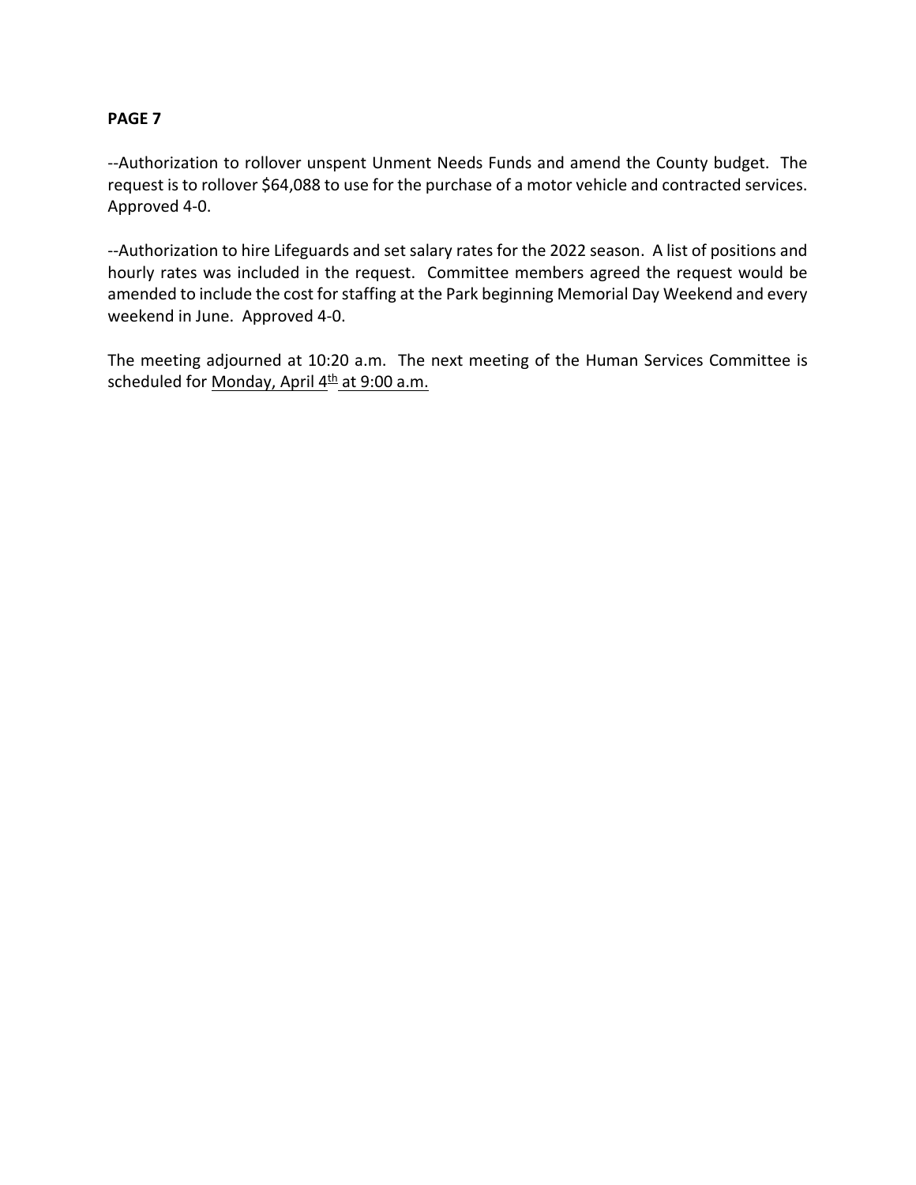**PAGE 7**

--Authorization to rollover unspent Unment Needs Funds and amend the County budget. The request is to rollover $64,088 to use for the purchase of a motor vehicle and contracted services. Approved 4-0.

--Authorization to hire Lifeguards and set salary rates for the 2022 season. A list of positions and hourly rates was included in the request. Committee members agreed the request would be amended to include the cost for staffing at the Park beginning Memorial Day Weekend and every weekend in June. Approved 4-0.

The meeting adjourned at 10:20 a.m. The next meeting of the Human Services Committee is scheduled for Monday, April 4th at 9:00 a.m.